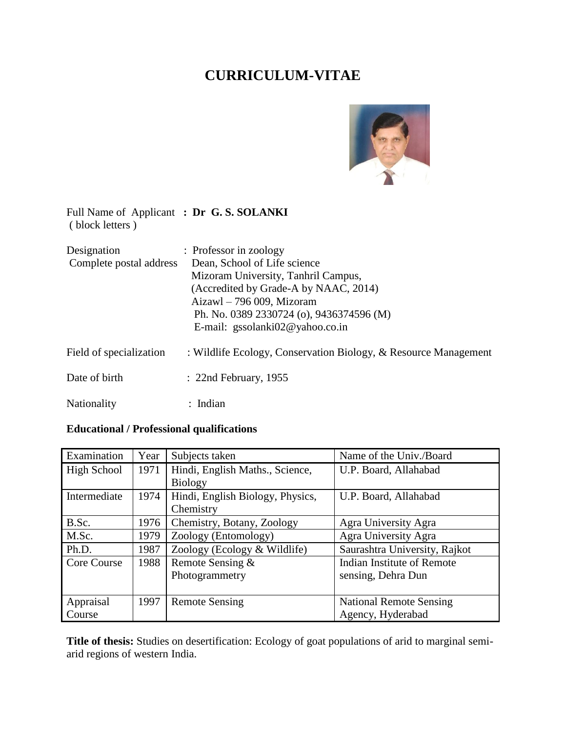# CURRICULUM-VITAE

Full Name of Applicant ( block letters ) : **Dr G. S. SOLANKI**

Designation : Professor in zoology

Complete postal address Dean, School of Life science
Mizoram University, Tanhril Campus,
(Accredited by Grade-A by NAAC, 2014)
Aizawl – 796 009, Mizoram
Ph. No. 0389 2330724 (o), 9436374596 (M)
E-mail: gssolanki02@yahoo.co.in

Field of specialization : Wildlife Ecology, Conservation Biology, & Resource Management

Date of birth : 22nd February, 1955

Nationality : Indian

**Educational / Professional qualifications**

| Examination | Year | Subjects taken | Name of the Univ./Board |
|---|---|---|---|
| High School | 1971 | Hindi, English Maths., Science, Biology | U.P. Board, Allahabad |
| Intermediate | 1974 | Hindi, English Biology, Physics, Chemistry | U.P. Board, Allahabad |
| B.Sc. | 1976 | Chemistry, Botany, Zoology | Agra University Agra |
| M.Sc. | 1979 | Zoology (Entomology) | Agra University Agra |
| Ph.D. | 1987 | Zoology (Ecology & Wildlife) | Saurashtra University, Rajkot |
| Core Course | 1988 | Remote Sensing & Photogrammetry | Indian Institute of Remote sensing, Dehra Dun |
| Appraisal Course | 1997 | Remote Sensing | National Remote Sensing Agency, Hyderabad |

**Title of thesis:** Studies on desertification: Ecology of goat populations of arid to marginal semi-arid regions of western India.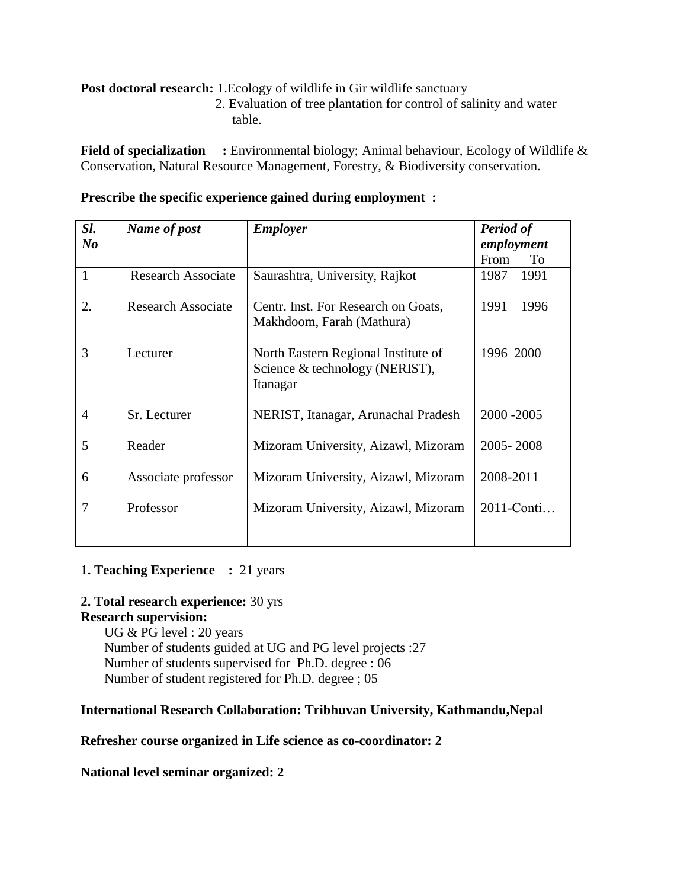**Post doctoral research:** 1.Ecology of wildlife in Gir wildlife sanctuary
2. Evaluation of tree plantation for control of salinity and water table.

**Field of specialization :** Environmental biology; Animal behaviour, Ecology of Wildlife & Conservation, Natural Resource Management, Forestry, & Biodiversity conservation.

**Prescribe the specific experience gained during employment :**

| ***Sl. No*** | ***Name of post*** | ***Employer*** | ***Period of employment*** From To |
|---|---|---|---|
| 1 | Research Associate | Saurashtra, University, Rajkot | 1987 1991 |
| 2. | Research Associate | Centr. Inst. For Research on Goats, Makhdoom, Farah (Mathura) | 1991 1996 |
| 3 | Lecturer | North Eastern Regional Institute of Science & technology (NERIST), Itanagar | 1996 2000 |
| 4 | Sr. Lecturer | NERIST, Itanagar, Arunachal Pradesh | 2000 -2005 |
| 5 | Reader | Mizoram University, Aizawl, Mizoram | 2005- 2008 |
| 6 | Associate professor | Mizoram University, Aizawl, Mizoram | 2008-2011 |
| 7 | Professor | Mizoram University, Aizawl, Mizoram | 2011-Conti… |

**1. Teaching Experience :** 21 years

**2. Total research experience:** 30 yrs

**Research supervision:**

UG & PG level : 20 years
Number of students guided at UG and PG level projects :27
Number of students supervised for Ph.D. degree : 06
Number of student registered for Ph.D. degree ; 05

**International Research Collaboration: Tribhuvan University, Kathmandu,Nepal**

**Refresher course organized in Life science as co-coordinator: 2**

**National level seminar organized: 2**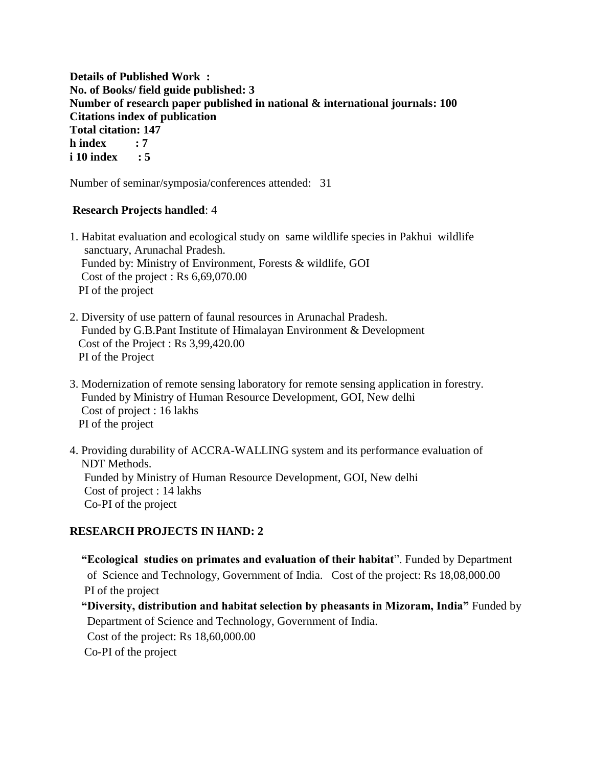**Details of Published Work :**
**No. of Books/ field guide published: 3**
**Number of research paper published in national & international journals: 100**
**Citations index of publication**
**Total citation: 147**
**h index : 7**
**i 10 index : 5**

Number of seminar/symposia/conferences attended: 31

**Research Projects handled**: 4

1. Habitat evaluation and ecological study on same wildlife species in Pakhui wildlife sanctuary, Arunachal Pradesh.
   Funded by: Ministry of Environment, Forests & wildlife, GOI
   Cost of the project : Rs 6,69,070.00
   PI of the project

2. Diversity of use pattern of faunal resources in Arunachal Pradesh.
   Funded by G.B.Pant Institute of Himalayan Environment & Development
   Cost of the Project : Rs 3,99,420.00
   PI of the Project

3. Modernization of remote sensing laboratory for remote sensing application in forestry.
   Funded by Ministry of Human Resource Development, GOI, New delhi
   Cost of project : 16 lakhs
   PI of the project

4. Providing durability of ACCRA-WALLING system and its performance evaluation of NDT Methods.
   Funded by Ministry of Human Resource Development, GOI, New delhi
   Cost of project : 14 lakhs
   Co-PI of the project

**RESEARCH PROJECTS IN HAND: 2**

**"Ecological studies on primates and evaluation of their habitat**". Funded by Department of Science and Technology, Government of India. Cost of the project: Rs 18,08,000.00
PI of the project

**"Diversity, distribution and habitat selection by pheasants in Mizoram, India"** Funded by Department of Science and Technology, Government of India.
Cost of the project: Rs 18,60,000.00
Co-PI of the project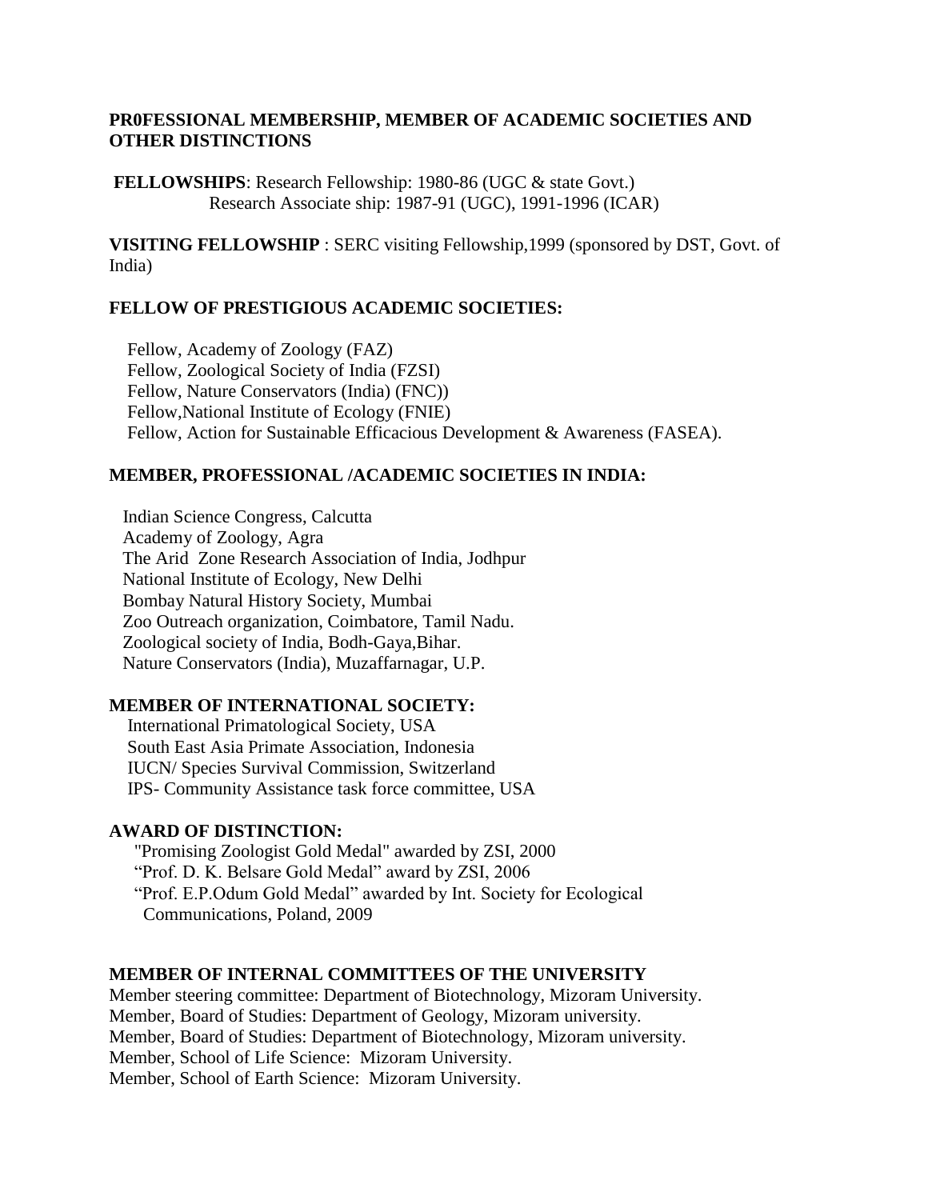## PR0FESSIONAL MEMBERSHIP, MEMBER OF ACADEMIC SOCIETIES AND OTHER DISTINCTIONS

**FELLOWSHIPS**: Research Fellowship: 1980-86 (UGC & state Govt.)
Research Associate ship: 1987-91 (UGC), 1991-1996 (ICAR)

**VISITING FELLOWSHIP** : SERC visiting Fellowship,1999 (sponsored by DST, Govt. of India)

### FELLOW OF PRESTIGIOUS ACADEMIC SOCIETIES:

Fellow, Academy of Zoology (FAZ)
Fellow, Zoological Society of India (FZSI)
Fellow, Nature Conservators (India) (FNC))
Fellow,National Institute of Ecology (FNIE)
Fellow, Action for Sustainable Efficacious Development & Awareness (FASEA).

### MEMBER, PROFESSIONAL /ACADEMIC SOCIETIES IN INDIA:

Indian Science Congress, Calcutta
Academy of Zoology, Agra
The Arid Zone Research Association of India, Jodhpur
National Institute of Ecology, New Delhi
Bombay Natural History Society, Mumbai
Zoo Outreach organization, Coimbatore, Tamil Nadu.
Zoological society of India, Bodh-Gaya,Bihar.
Nature Conservators (India), Muzaffarnagar, U.P.

### MEMBER OF INTERNATIONAL SOCIETY:

International Primatological Society, USA
South East Asia Primate Association, Indonesia
IUCN/ Species Survival Commission, Switzerland
IPS- Community Assistance task force committee, USA

### AWARD OF DISTINCTION:

"Promising Zoologist Gold Medal" awarded by ZSI, 2000
"Prof. D. K. Belsare Gold Medal" award by ZSI, 2006
"Prof. E.P.Odum Gold Medal" awarded by Int. Society for Ecological Communications, Poland, 2009

### MEMBER OF INTERNAL COMMITTEES OF THE UNIVERSITY

Member steering committee: Department of Biotechnology, Mizoram University.
Member, Board of Studies: Department of Geology, Mizoram university.
Member, Board of Studies: Department of Biotechnology, Mizoram university.
Member, School of Life Science: Mizoram University.
Member, School of Earth Science: Mizoram University.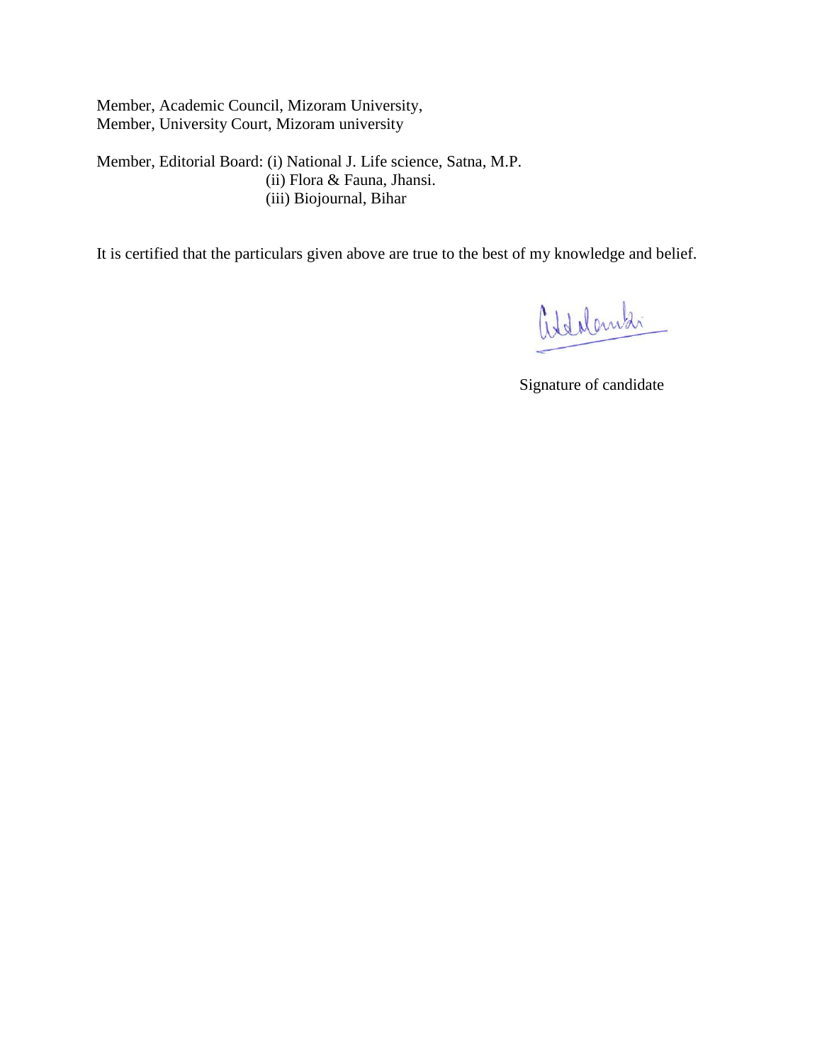Member, Academic Council, Mizoram University,
Member, University Court, Mizoram university

Member, Editorial Board: (i) National J. Life science, Satna, M.P.
(ii) Flora & Fauna, Jhansi.
(iii) Biojournal, Bihar

It is certified that the particulars given above are true to the best of my knowledge and belief.

Signature of candidate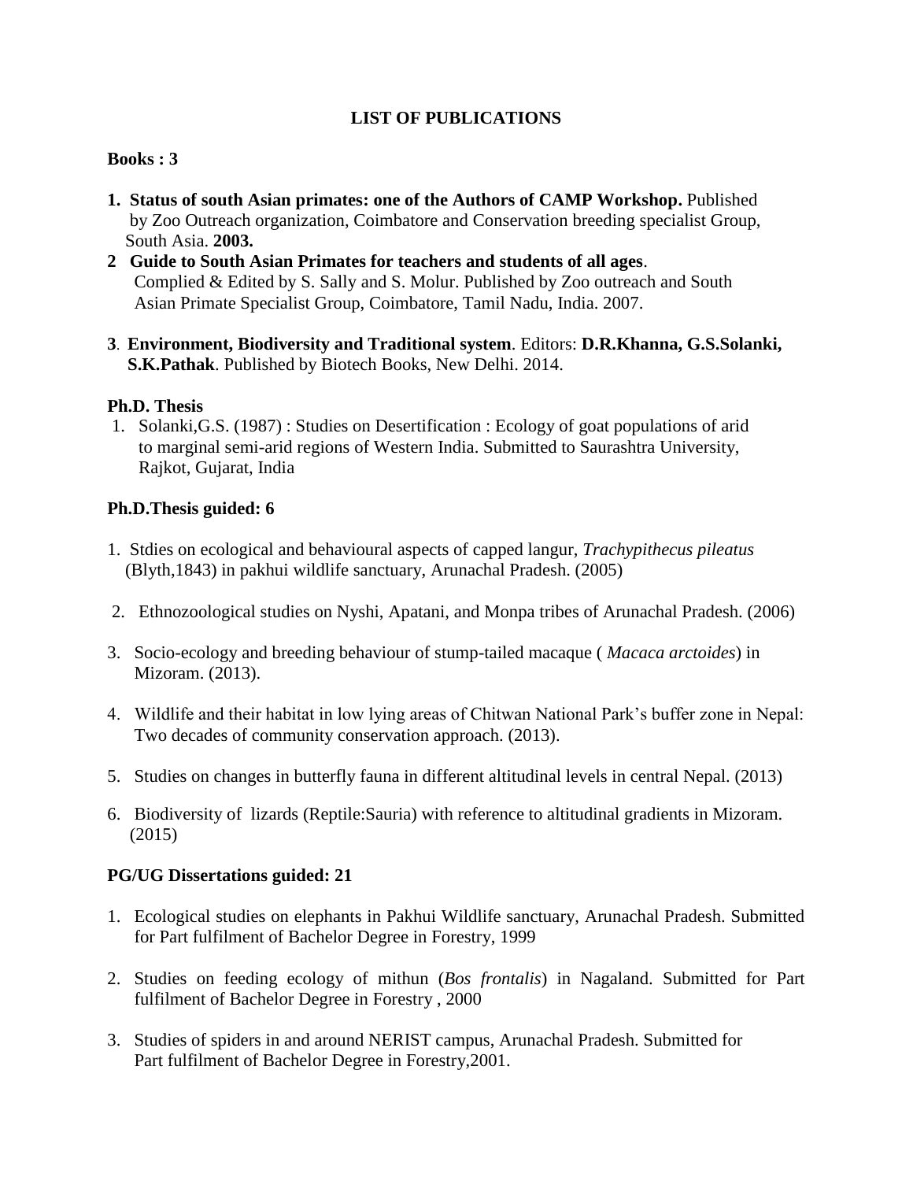## LIST OF PUBLICATIONS

**Books : 3**

1. **Status of south Asian primates: one of the Authors of CAMP Workshop.** Published by Zoo Outreach organization, Coimbatore and Conservation breeding specialist Group, South Asia. **2003.**
2. **Guide to South Asian Primates for teachers and students of all ages**. Complied & Edited by S. Sally and S. Molur. Published by Zoo outreach and South Asian Primate Specialist Group, Coimbatore, Tamil Nadu, India. 2007.
3. **Environment, Biodiversity and Traditional system**. Editors: **D.R.Khanna, G.S.Solanki, S.K.Pathak**. Published by Biotech Books, New Delhi. 2014.

**Ph.D. Thesis**

1. Solanki,G.S. (1987) : Studies on Desertification : Ecology of goat populations of arid to marginal semi-arid regions of Western India. Submitted to Saurashtra University, Rajkot, Gujarat, India

**Ph.D.Thesis guided: 6**

1. Stdies on ecological and behavioural aspects of capped langur, *Trachypithecus pileatus* (Blyth,1843) in pakhui wildlife sanctuary, Arunachal Pradesh. (2005)
2. Ethnozoological studies on Nyshi, Apatani, and Monpa tribes of Arunachal Pradesh. (2006)
3. Socio-ecology and breeding behaviour of stump-tailed macaque ( *Macaca arctoides*) in Mizoram. (2013).
4. Wildlife and their habitat in low lying areas of Chitwan National Park's buffer zone in Nepal: Two decades of community conservation approach. (2013).
5. Studies on changes in butterfly fauna in different altitudinal levels in central Nepal. (2013)
6. Biodiversity of lizards (Reptile:Sauria) with reference to altitudinal gradients in Mizoram. (2015)

**PG/UG Dissertations guided: 21**

1. Ecological studies on elephants in Pakhui Wildlife sanctuary, Arunachal Pradesh. Submitted for Part fulfilment of Bachelor Degree in Forestry, 1999
2. Studies on feeding ecology of mithun (*Bos frontalis*) in Nagaland. Submitted for Part fulfilment of Bachelor Degree in Forestry , 2000
3. Studies of spiders in and around NERIST campus, Arunachal Pradesh. Submitted for Part fulfilment of Bachelor Degree in Forestry,2001.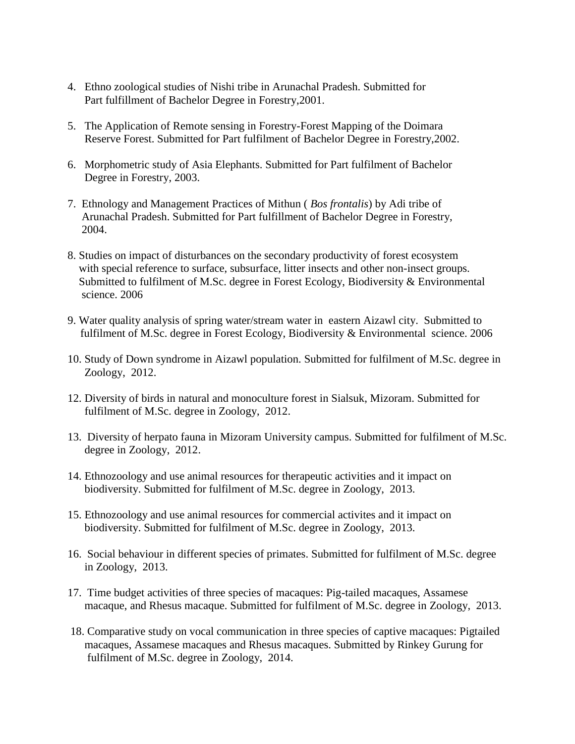4. Ethno zoological studies of Nishi tribe in Arunachal Pradesh. Submitted for Part fulfillment of Bachelor Degree in Forestry,2001.

5. The Application of Remote sensing in Forestry-Forest Mapping of the Doimara Reserve Forest. Submitted for Part fulfilment of Bachelor Degree in Forestry,2002.

6. Morphometric study of Asia Elephants. Submitted for Part fulfilment of Bachelor Degree in Forestry, 2003.

7. Ethnology and Management Practices of Mithun ( *Bos frontalis*) by Adi tribe of Arunachal Pradesh. Submitted for Part fulfillment of Bachelor Degree in Forestry, 2004.

8. Studies on impact of disturbances on the secondary productivity of forest ecosystem with special reference to surface, subsurface, litter insects and other non-insect groups. Submitted to fulfilment of M.Sc. degree in Forest Ecology, Biodiversity & Environmental science. 2006

9. Water quality analysis of spring water/stream water in eastern Aizawl city. Submitted to fulfilment of M.Sc. degree in Forest Ecology, Biodiversity & Environmental science. 2006

10. Study of Down syndrome in Aizawl population. Submitted for fulfilment of M.Sc. degree in Zoology, 2012.

12. Diversity of birds in natural and monoculture forest in Sialsuk, Mizoram. Submitted for fulfilment of M.Sc. degree in Zoology, 2012.

13. Diversity of herpato fauna in Mizoram University campus. Submitted for fulfilment of M.Sc. degree in Zoology, 2012.

14. Ethnozoology and use animal resources for therapeutic activities and it impact on biodiversity. Submitted for fulfilment of M.Sc. degree in Zoology, 2013.

15. Ethnozoology and use animal resources for commercial activites and it impact on biodiversity. Submitted for fulfilment of M.Sc. degree in Zoology, 2013.

16. Social behaviour in different species of primates. Submitted for fulfilment of M.Sc. degree in Zoology, 2013.

17. Time budget activities of three species of macaques: Pig-tailed macaques, Assamese macaque, and Rhesus macaque. Submitted for fulfilment of M.Sc. degree in Zoology, 2013.

18. Comparative study on vocal communication in three species of captive macaques: Pigtailed macaques, Assamese macaques and Rhesus macaques. Submitted by Rinkey Gurung for fulfilment of M.Sc. degree in Zoology, 2014.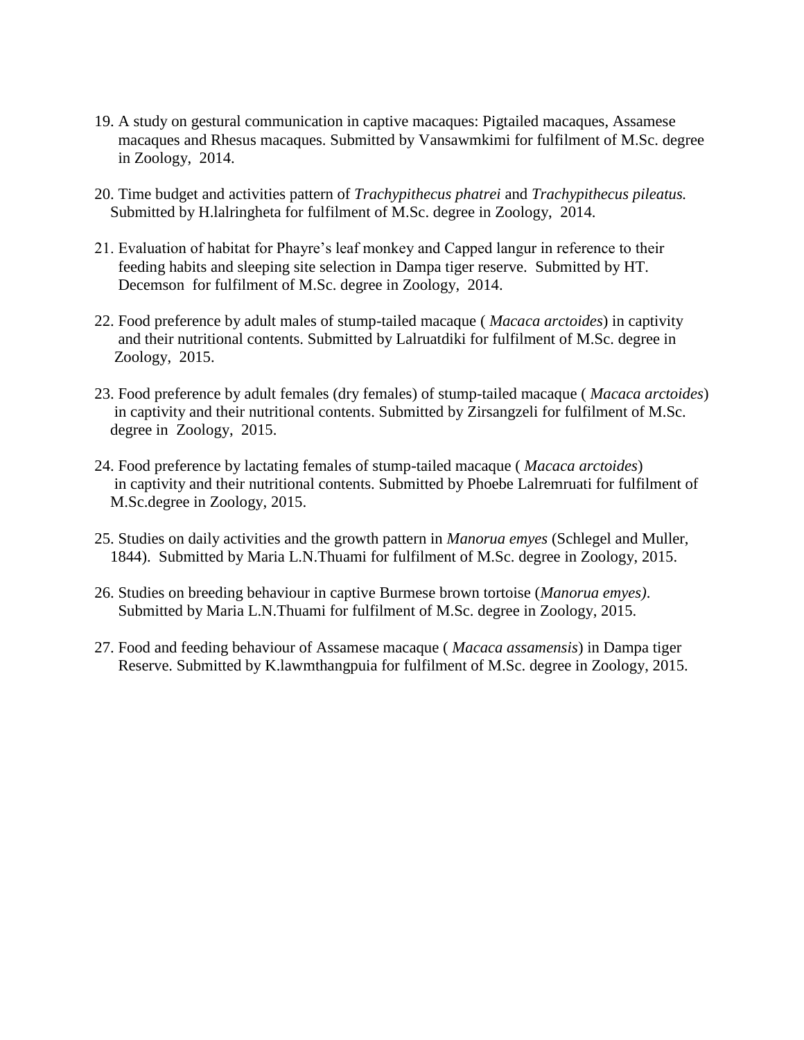19. A study on gestural communication in captive macaques: Pigtailed macaques, Assamese macaques and Rhesus macaques. Submitted by Vansawmkimi for fulfilment of M.Sc. degree in Zoology, 2014.

20. Time budget and activities pattern of *Trachypithecus phatrei* and *Trachypithecus pileatus.* Submitted by H.lalringheta for fulfilment of M.Sc. degree in Zoology, 2014.

21. Evaluation of habitat for Phayre's leaf monkey and Capped langur in reference to their feeding habits and sleeping site selection in Dampa tiger reserve. Submitted by HT. Decemson for fulfilment of M.Sc. degree in Zoology, 2014.

22. Food preference by adult males of stump-tailed macaque ( *Macaca arctoides*) in captivity and their nutritional contents. Submitted by Lalruatdiki for fulfilment of M.Sc. degree in Zoology, 2015.

23. Food preference by adult females (dry females) of stump-tailed macaque ( *Macaca arctoides*) in captivity and their nutritional contents. Submitted by Zirsangzeli for fulfilment of M.Sc. degree in Zoology, 2015.

24. Food preference by lactating females of stump-tailed macaque ( *Macaca arctoides*) in captivity and their nutritional contents. Submitted by Phoebe Lalremruati for fulfilment of M.Sc.degree in Zoology, 2015.

25. Studies on daily activities and the growth pattern in *Manorua emyes* (Schlegel and Muller, 1844). Submitted by Maria L.N.Thuami for fulfilment of M.Sc. degree in Zoology, 2015.

26. Studies on breeding behaviour in captive Burmese brown tortoise (*Manorua emyes)*. Submitted by Maria L.N.Thuami for fulfilment of M.Sc. degree in Zoology, 2015.

27. Food and feeding behaviour of Assamese macaque ( *Macaca assamensis*) in Dampa tiger Reserve. Submitted by K.lawmthangpuia for fulfilment of M.Sc. degree in Zoology, 2015.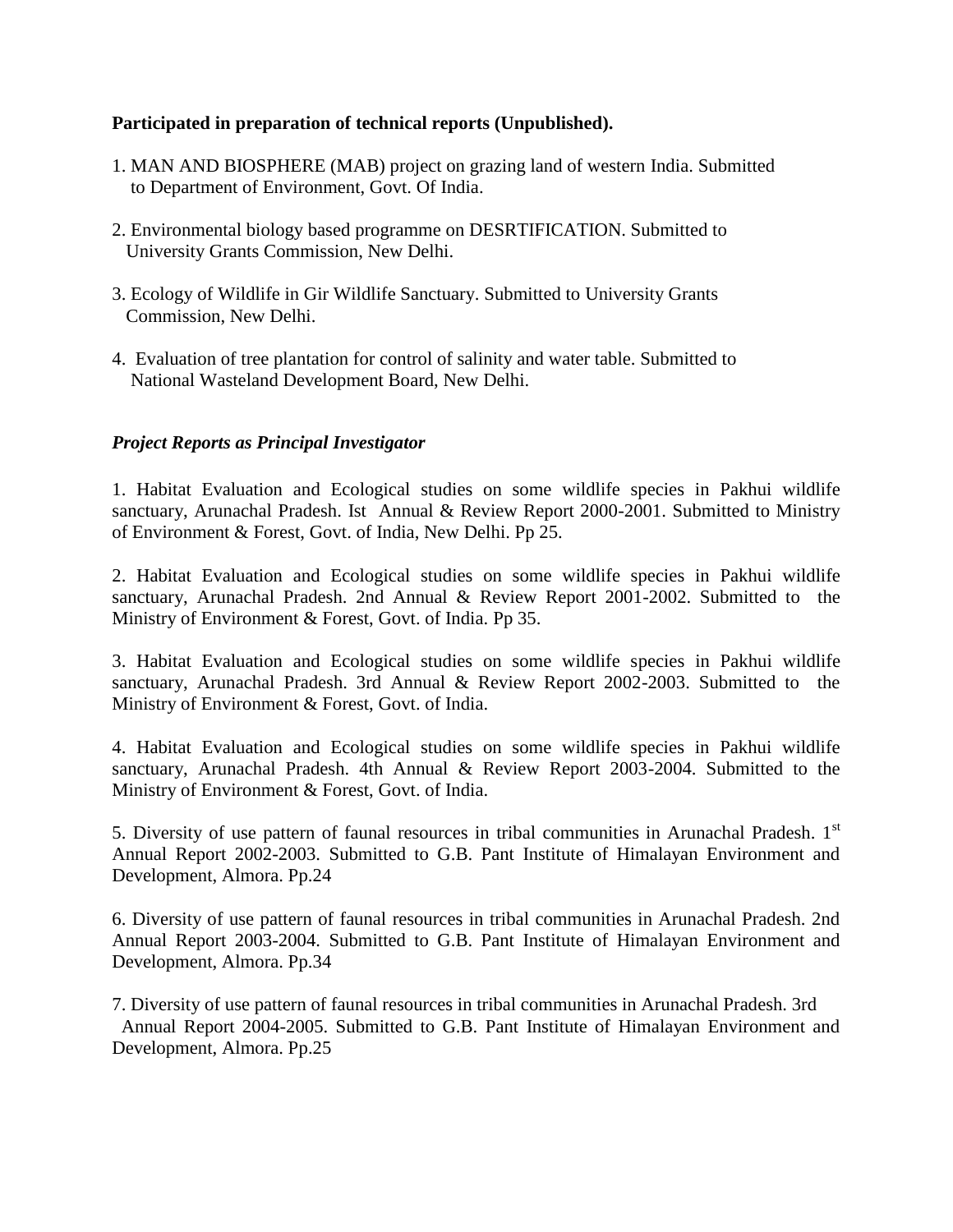**Participated in preparation of technical reports (Unpublished).**

1. MAN AND BIOSPHERE (MAB) project on grazing land of western India. Submitted to Department of Environment, Govt. Of India.

2. Environmental biology based programme on DESRTIFICATION. Submitted to University Grants Commission, New Delhi.

3. Ecology of Wildlife in Gir Wildlife Sanctuary. Submitted to University Grants Commission, New Delhi.

4. Evaluation of tree plantation for control of salinity and water table. Submitted to National Wasteland Development Board, New Delhi.

***Project Reports as Principal Investigator***

1. Habitat Evaluation and Ecological studies on some wildlife species in Pakhui wildlife sanctuary, Arunachal Pradesh. Ist Annual & Review Report 2000-2001. Submitted to Ministry of Environment & Forest, Govt. of India, New Delhi. Pp 25.

2. Habitat Evaluation and Ecological studies on some wildlife species in Pakhui wildlife sanctuary, Arunachal Pradesh. 2nd Annual & Review Report 2001-2002. Submitted to the Ministry of Environment & Forest, Govt. of India. Pp 35.

3. Habitat Evaluation and Ecological studies on some wildlife species in Pakhui wildlife sanctuary, Arunachal Pradesh. 3rd Annual & Review Report 2002-2003. Submitted to the Ministry of Environment & Forest, Govt. of India.

4. Habitat Evaluation and Ecological studies on some wildlife species in Pakhui wildlife sanctuary, Arunachal Pradesh. 4th Annual & Review Report 2003-2004. Submitted to the Ministry of Environment & Forest, Govt. of India.

5. Diversity of use pattern of faunal resources in tribal communities in Arunachal Pradesh. 1st Annual Report 2002-2003. Submitted to G.B. Pant Institute of Himalayan Environment and Development, Almora. Pp.24

6. Diversity of use pattern of faunal resources in tribal communities in Arunachal Pradesh. 2nd Annual Report 2003-2004. Submitted to G.B. Pant Institute of Himalayan Environment and Development, Almora. Pp.34

7. Diversity of use pattern of faunal resources in tribal communities in Arunachal Pradesh. 3rd Annual Report 2004-2005. Submitted to G.B. Pant Institute of Himalayan Environment and Development, Almora. Pp.25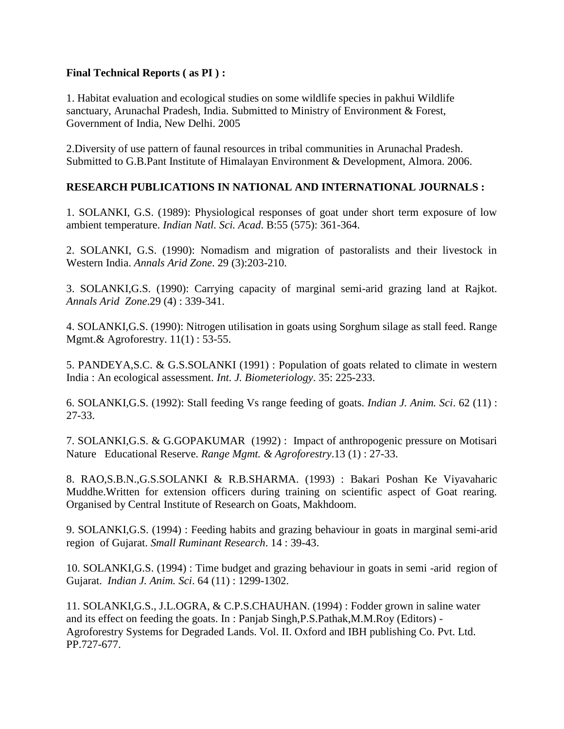**Final Technical Reports ( as PI ) :**

1. Habitat evaluation and ecological studies on some wildlife species in pakhui Wildlife sanctuary, Arunachal Pradesh, India. Submitted to Ministry of Environment & Forest, Government of India, New Delhi. 2005

2.Diversity of use pattern of faunal resources in tribal communities in Arunachal Pradesh. Submitted to G.B.Pant Institute of Himalayan Environment & Development, Almora. 2006.

**RESEARCH PUBLICATIONS IN NATIONAL AND INTERNATIONAL JOURNALS :**

1. SOLANKI, G.S. (1989): Physiological responses of goat under short term exposure of low ambient temperature. *Indian Natl. Sci. Acad*. B:55 (575): 361-364.

2. SOLANKI, G.S. (1990): Nomadism and migration of pastoralists and their livestock in Western India. *Annals Arid Zone*. 29 (3):203-210.

3. SOLANKI,G.S. (1990): Carrying capacity of marginal semi-arid grazing land at Rajkot. *Annals Arid Zone*.29 (4) : 339-341.

4. SOLANKI,G.S. (1990): Nitrogen utilisation in goats using Sorghum silage as stall feed. Range Mgmt.& Agroforestry. 11(1) : 53-55.

5. PANDEYA,S.C. & G.S.SOLANKI (1991) : Population of goats related to climate in western India : An ecological assessment. *Int. J. Biometeriology*. 35: 225-233.

6. SOLANKI,G.S. (1992): Stall feeding Vs range feeding of goats. *Indian J. Anim. Sci*. 62 (11) : 27-33.

7. SOLANKI,G.S. & G.GOPAKUMAR (1992) : Impact of anthropogenic pressure on Motisari Nature Educational Reserve. *Range Mgmt. & Agroforestry*.13 (1) : 27-33.

8. RAO,S.B.N.,G.S.SOLANKI & R.B.SHARMA. (1993) : Bakari Poshan Ke Viyavaharic Muddhe.Written for extension officers during training on scientific aspect of Goat rearing. Organised by Central Institute of Research on Goats, Makhdoom.

9. SOLANKI,G.S. (1994) : Feeding habits and grazing behaviour in goats in marginal semi-arid region of Gujarat. *Small Ruminant Research*. 14 : 39-43.

10. SOLANKI,G.S. (1994) : Time budget and grazing behaviour in goats in semi -arid region of Gujarat. *Indian J. Anim. Sci*. 64 (11) : 1299-1302.

11. SOLANKI,G.S., J.L.OGRA, & C.P.S.CHAUHAN. (1994) : Fodder grown in saline water and its effect on feeding the goats. In : Panjab Singh,P.S.Pathak,M.M.Roy (Editors) - Agroforestry Systems for Degraded Lands. Vol. II. Oxford and IBH publishing Co. Pvt. Ltd. PP.727-677.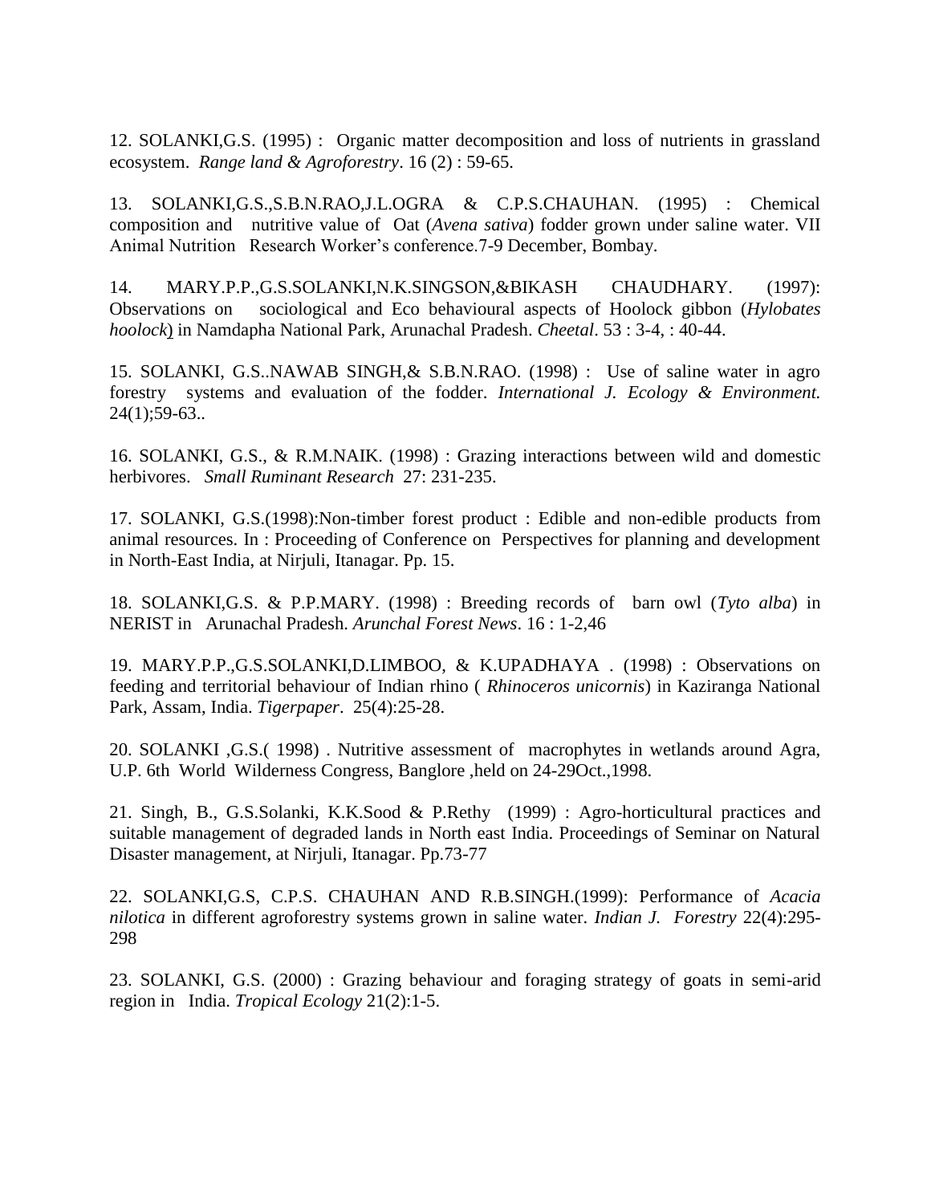12. SOLANKI,G.S. (1995) : Organic matter decomposition and loss of nutrients in grassland ecosystem. *Range land & Agroforestry*. 16 (2) : 59-65.

13. SOLANKI,G.S.,S.B.N.RAO,J.L.OGRA & C.P.S.CHAUHAN. (1995) : Chemical composition and nutritive value of Oat (*Avena sativa*) fodder grown under saline water. VII Animal Nutrition Research Worker's conference.7-9 December, Bombay.

14. MARY.P.P.,G.S.SOLANKI,N.K.SINGSON,&BIKASH CHAUDHARY. (1997): Observations on sociological and Eco behavioural aspects of Hoolock gibbon (*Hylobates hoolock*) in Namdapha National Park, Arunachal Pradesh. *Cheetal*. 53 : 3-4, : 40-44.

15. SOLANKI, G.S..NAWAB SINGH,& S.B.N.RAO. (1998) : Use of saline water in agro forestry systems and evaluation of the fodder. *International J. Ecology & Environment.* 24(1);59-63..

16. SOLANKI, G.S., & R.M.NAIK. (1998) : Grazing interactions between wild and domestic herbivores. *Small Ruminant Research* 27: 231-235.

17. SOLANKI, G.S.(1998):Non-timber forest product : Edible and non-edible products from animal resources. In : Proceeding of Conference on Perspectives for planning and development in North-East India, at Nirjuli, Itanagar. Pp. 15.

18. SOLANKI,G.S. & P.P.MARY. (1998) : Breeding records of barn owl (*Tyto alba*) in NERIST in Arunachal Pradesh. *Arunchal Forest News*. 16 : 1-2,46

19. MARY.P.P.,G.S.SOLANKI,D.LIMBOO, & K.UPADHAYA . (1998) : Observations on feeding and territorial behaviour of Indian rhino ( *Rhinoceros unicornis*) in Kaziranga National Park, Assam, India. *Tigerpaper*. 25(4):25-28.

20. SOLANKI ,G.S.( 1998) . Nutritive assessment of macrophytes in wetlands around Agra, U.P. 6th World Wilderness Congress, Banglore ,held on 24-29Oct.,1998.

21. Singh, B., G.S.Solanki, K.K.Sood & P.Rethy (1999) : Agro-horticultural practices and suitable management of degraded lands in North east India. Proceedings of Seminar on Natural Disaster management, at Nirjuli, Itanagar. Pp.73-77

22. SOLANKI,G.S, C.P.S. CHAUHAN AND R.B.SINGH.(1999): Performance of *Acacia nilotica* in different agroforestry systems grown in saline water. *Indian J. Forestry* 22(4):295-298

23. SOLANKI, G.S. (2000) : Grazing behaviour and foraging strategy of goats in semi-arid region in India. *Tropical Ecology* 21(2):1-5.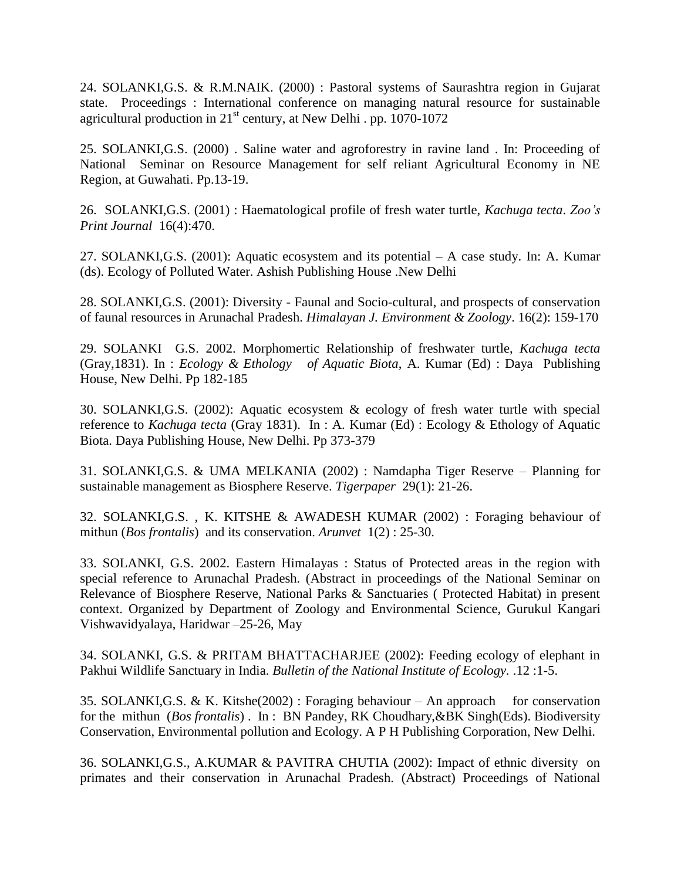24. SOLANKI,G.S. & R.M.NAIK. (2000) : Pastoral systems of Saurashtra region in Gujarat state. Proceedings : International conference on managing natural resource for sustainable agricultural production in 21st century, at New Delhi . pp. 1070-1072

25. SOLANKI,G.S. (2000) . Saline water and agroforestry in ravine land . In: Proceeding of National Seminar on Resource Management for self reliant Agricultural Economy in NE Region, at Guwahati. Pp.13-19.

26. SOLANKI,G.S. (2001) : Haematological profile of fresh water turtle, *Kachuga tecta*. *Zoo's Print Journal* 16(4):470.

27. SOLANKI,G.S. (2001): Aquatic ecosystem and its potential – A case study. In: A. Kumar (ds). Ecology of Polluted Water. Ashish Publishing House .New Delhi

28. SOLANKI,G.S. (2001): Diversity - Faunal and Socio-cultural, and prospects of conservation of faunal resources in Arunachal Pradesh. *Himalayan J. Environment & Zoology*. 16(2): 159-170

29. SOLANKI G.S. 2002. Morphomertic Relationship of freshwater turtle, *Kachuga tecta* (Gray,1831). In : *Ecology & Ethology of Aquatic Biota*, A. Kumar (Ed) : Daya Publishing House, New Delhi. Pp 182-185

30. SOLANKI,G.S. (2002): Aquatic ecosystem & ecology of fresh water turtle with special reference to *Kachuga tecta* (Gray 1831). In : A. Kumar (Ed) : Ecology & Ethology of Aquatic Biota. Daya Publishing House, New Delhi. Pp 373-379

31. SOLANKI,G.S. & UMA MELKANIA (2002) : Namdapha Tiger Reserve – Planning for sustainable management as Biosphere Reserve. *Tigerpaper* 29(1): 21-26.

32. SOLANKI,G.S. , K. KITSHE & AWADESH KUMAR (2002) : Foraging behaviour of mithun (*Bos frontalis*) and its conservation. *Arunvet* 1(2) : 25-30.

33. SOLANKI, G.S. 2002. Eastern Himalayas : Status of Protected areas in the region with special reference to Arunachal Pradesh. (Abstract in proceedings of the National Seminar on Relevance of Biosphere Reserve, National Parks & Sanctuaries ( Protected Habitat) in present context. Organized by Department of Zoology and Environmental Science, Gurukul Kangari Vishwavidyalaya, Haridwar –25-26, May

34. SOLANKI, G.S. & PRITAM BHATTACHARJEE (2002): Feeding ecology of elephant in Pakhui Wildlife Sanctuary in India. *Bulletin of the National Institute of Ecology*. .12 :1-5.

35. SOLANKI,G.S. & K. Kitshe(2002) : Foraging behaviour – An approach for conservation for the mithun (*Bos frontalis*) . In : BN Pandey, RK Choudhary,&BK Singh(Eds). Biodiversity Conservation, Environmental pollution and Ecology. A P H Publishing Corporation, New Delhi.

36. SOLANKI,G.S., A.KUMAR & PAVITRA CHUTIA (2002): Impact of ethnic diversity on primates and their conservation in Arunachal Pradesh. (Abstract) Proceedings of National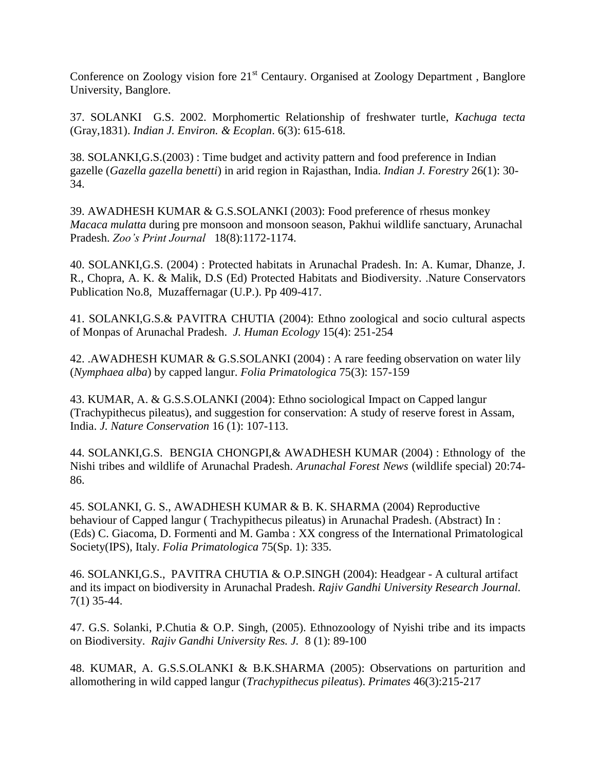Conference on Zoology vision fore 21[st] Centaury. Organised at Zoology Department , Banglore University, Banglore.

37. SOLANKI G.S. 2002. Morphomertic Relationship of freshwater turtle, *Kachuga tecta* (Gray,1831). *Indian J. Environ. & Ecoplan*. 6(3): 615-618.

38. SOLANKI,G.S.(2003) : Time budget and activity pattern and food preference in Indian gazelle (*Gazella gazella benetti*) in arid region in Rajasthan, India. *Indian J. Forestry* 26(1): 30-34.

39. AWADHESH KUMAR & G.S.SOLANKI (2003): Food preference of rhesus monkey *Macaca mulatta* during pre monsoon and monsoon season, Pakhui wildlife sanctuary, Arunachal Pradesh. *Zoo's Print Journal* 18(8):1172-1174.

40. SOLANKI,G.S. (2004) : Protected habitats in Arunachal Pradesh. In: A. Kumar, Dhanze, J. R., Chopra, A. K. & Malik, D.S (Ed) Protected Habitats and Biodiversity. .Nature Conservators Publication No.8, Muzaffernagar (U.P.). Pp 409-417.

41. SOLANKI,G.S.& PAVITRA CHUTIA (2004): Ethno zoological and socio cultural aspects of Monpas of Arunachal Pradesh. *J. Human Ecology* 15(4): 251-254

42. .AWADHESH KUMAR & G.S.SOLANKI (2004) : A rare feeding observation on water lily (*Nymphaea alba*) by capped langur. *Folia Primatologica* 75(3): 157-159

43. KUMAR, A. & G.S.S.OLANKI (2004): Ethno sociological Impact on Capped langur (Trachypithecus pileatus), and suggestion for conservation: A study of reserve forest in Assam, India. *J. Nature Conservation* 16 (1): 107-113.

44. SOLANKI,G.S. BENGIA CHONGPI,& AWADHESH KUMAR (2004) : Ethnology of the Nishi tribes and wildlife of Arunachal Pradesh. *Arunachal Forest News* (wildlife special) 20:74-86.

45. SOLANKI, G. S., AWADHESH KUMAR & B. K. SHARMA (2004) Reproductive behaviour of Capped langur ( Trachypithecus pileatus) in Arunachal Pradesh. (Abstract) In : (Eds) C. Giacoma, D. Formenti and M. Gamba : XX congress of the International Primatological Society(IPS), Italy. *Folia Primatologica* 75(Sp. 1): 335.

46. SOLANKI,G.S., PAVITRA CHUTIA & O.P.SINGH (2004): Headgear - A cultural artifact and its impact on biodiversity in Arunachal Pradesh. *Rajiv Gandhi University Research Journal.* 7(1) 35-44.

47. G.S. Solanki, P.Chutia & O.P. Singh, (2005). Ethnozoology of Nyishi tribe and its impacts on Biodiversity. *Rajiv Gandhi University Res. J.* 8 (1): 89-100

48. KUMAR, A. G.S.S.OLANKI & B.K.SHARMA (2005): Observations on parturition and allomothering in wild capped langur (*Trachypithecus pileatus*). *Primates* 46(3):215-217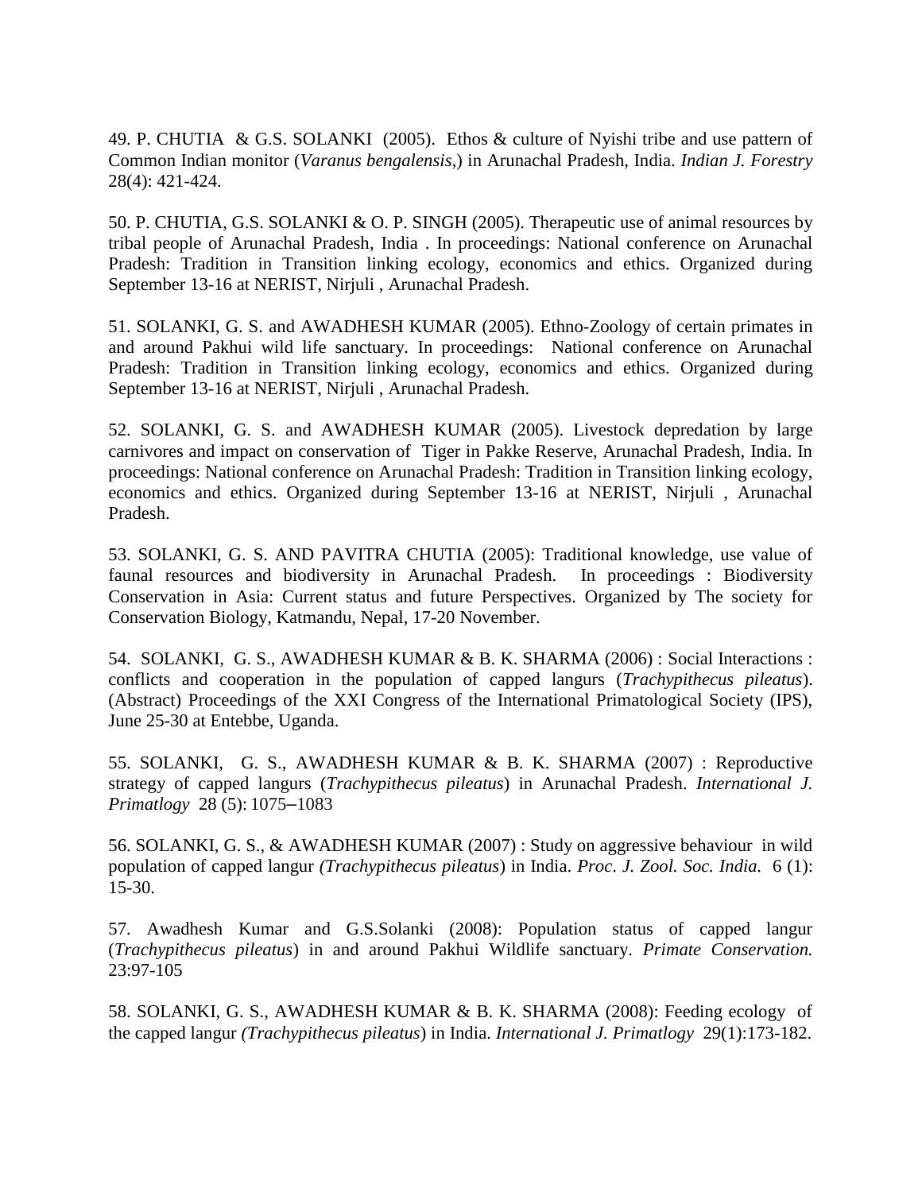49. P. CHUTIA & G.S. SOLANKI (2005). Ethos & culture of Nyishi tribe and use pattern of Common Indian monitor (*Varanus bengalensis*,) in Arunachal Pradesh, India. *Indian J. Forestry* 28(4): 421-424.

50. P. CHUTIA, G.S. SOLANKI & O. P. SINGH (2005). Therapeutic use of animal resources by tribal people of Arunachal Pradesh, India . In proceedings: National conference on Arunachal Pradesh: Tradition in Transition linking ecology, economics and ethics. Organized during September 13-16 at NERIST, Nirjuli , Arunachal Pradesh.

51. SOLANKI, G. S. and AWADHESH KUMAR (2005). Ethno-Zoology of certain primates in and around Pakhui wild life sanctuary. In proceedings: National conference on Arunachal Pradesh: Tradition in Transition linking ecology, economics and ethics. Organized during September 13-16 at NERIST, Nirjuli , Arunachal Pradesh.

52. SOLANKI, G. S. and AWADHESH KUMAR (2005). Livestock depredation by large carnivores and impact on conservation of Tiger in Pakke Reserve, Arunachal Pradesh, India. In proceedings: National conference on Arunachal Pradesh: Tradition in Transition linking ecology, economics and ethics. Organized during September 13-16 at NERIST, Nirjuli , Arunachal Pradesh.

53. SOLANKI, G. S. AND PAVITRA CHUTIA (2005): Traditional knowledge, use value of faunal resources and biodiversity in Arunachal Pradesh. In proceedings : Biodiversity Conservation in Asia: Current status and future Perspectives. Organized by The society for Conservation Biology, Katmandu, Nepal, 17-20 November.

54. SOLANKI, G. S., AWADHESH KUMAR & B. K. SHARMA (2006) : Social Interactions : conflicts and cooperation in the population of capped langurs (*Trachypithecus pileatus*). (Abstract) Proceedings of the XXI Congress of the International Primatological Society (IPS), June 25-30 at Entebbe, Uganda.

55. SOLANKI, G. S., AWADHESH KUMAR & B. K. SHARMA (2007) : Reproductive strategy of capped langurs (*Trachypithecus pileatus*) in Arunachal Pradesh. *International J. Primatlogy* 28 (5): 1075–1083

56. SOLANKI, G. S., & AWADHESH KUMAR (2007) : Study on aggressive behaviour in wild population of capped langur *(Trachypithecus pileatus*) in India. *Proc. J. Zool. Soc. India.* 6 (1): 15-30.

57. Awadhesh Kumar and G.S.Solanki (2008): Population status of capped langur (*Trachypithecus pileatus*) in and around Pakhui Wildlife sanctuary. *Primate Conservation.* 23:97-105

58. SOLANKI, G. S., AWADHESH KUMAR & B. K. SHARMA (2008): Feeding ecology of the capped langur *(Trachypithecus pileatus*) in India. *International J. Primatlogy* 29(1):173-182.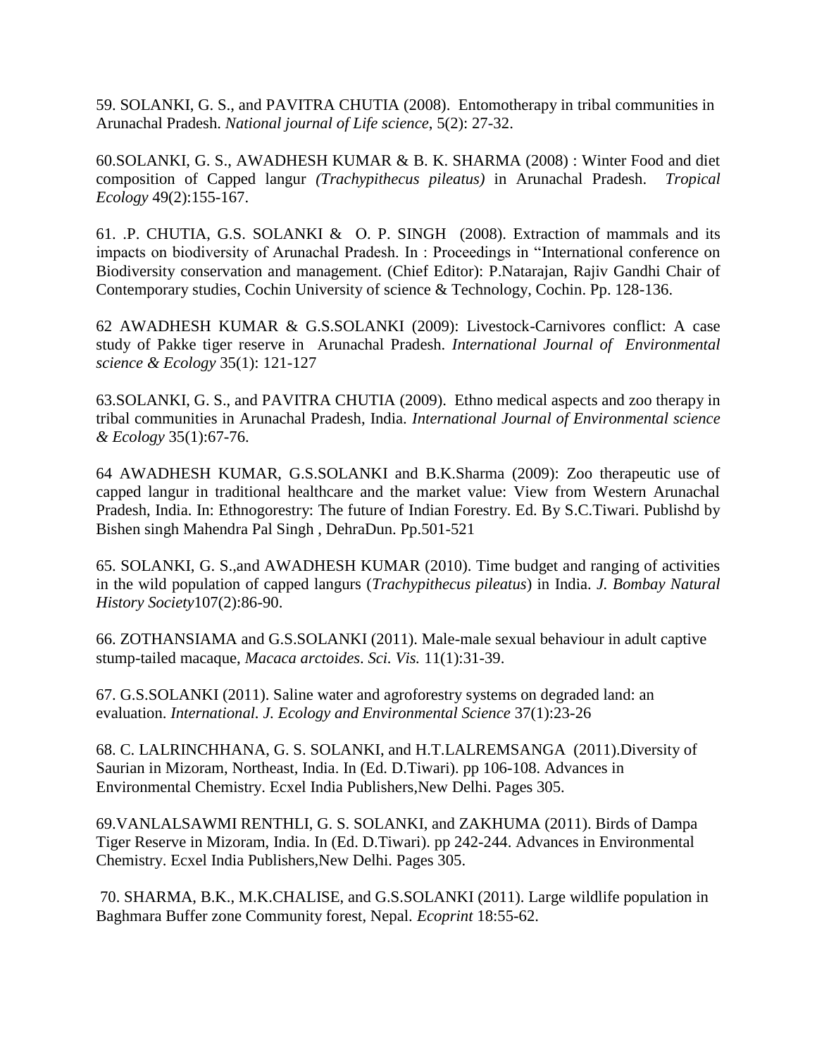59. SOLANKI, G. S., and PAVITRA CHUTIA (2008). Entomotherapy in tribal communities in Arunachal Pradesh. *National journal of Life science*, 5(2): 27-32.

60.SOLANKI, G. S., AWADHESH KUMAR & B. K. SHARMA (2008) : Winter Food and diet composition of Capped langur *(Trachypithecus pileatus)* in Arunachal Pradesh. *Tropical Ecology* 49(2):155-167.

61. .P. CHUTIA, G.S. SOLANKI & O. P. SINGH (2008). Extraction of mammals and its impacts on biodiversity of Arunachal Pradesh. In : Proceedings in "International conference on Biodiversity conservation and management. (Chief Editor): P.Natarajan, Rajiv Gandhi Chair of Contemporary studies, Cochin University of science & Technology, Cochin. Pp. 128-136.

62 AWADHESH KUMAR & G.S.SOLANKI (2009): Livestock-Carnivores conflict: A case study of Pakke tiger reserve in Arunachal Pradesh. *International Journal of Environmental science & Ecology* 35(1): 121-127

63.SOLANKI, G. S., and PAVITRA CHUTIA (2009). Ethno medical aspects and zoo therapy in tribal communities in Arunachal Pradesh, India. *International Journal of Environmental science & Ecology* 35(1):67-76.

64 AWADHESH KUMAR, G.S.SOLANKI and B.K.Sharma (2009): Zoo therapeutic use of capped langur in traditional healthcare and the market value: View from Western Arunachal Pradesh, India. In: Ethnogorestry: The future of Indian Forestry. Ed. By S.C.Tiwari. Publishd by Bishen singh Mahendra Pal Singh , DehraDun. Pp.501-521

65. SOLANKI, G. S.,and AWADHESH KUMAR (2010). Time budget and ranging of activities in the wild population of capped langurs (*Trachypithecus pileatus*) in India. *J. Bombay Natural History Society*107(2):86-90.

66. ZOTHANSIAMA and G.S.SOLANKI (2011). Male-male sexual behaviour in adult captive stump-tailed macaque, *Macaca arctoides*. *Sci. Vis.* 11(1):31-39.

67. G.S.SOLANKI (2011). Saline water and agroforestry systems on degraded land: an evaluation. *International. J. Ecology and Environmental Science* 37(1):23-26

68. C. LALRINCHHANA, G. S. SOLANKI, and H.T.LALREMSANGA (2011).Diversity of Saurian in Mizoram, Northeast, India. In (Ed. D.Tiwari). pp 106-108. Advances in Environmental Chemistry. Ecxel India Publishers,New Delhi. Pages 305.

69.VANLALSAWMI RENTHLI, G. S. SOLANKI, and ZAKHUMA (2011). Birds of Dampa Tiger Reserve in Mizoram, India. In (Ed. D.Tiwari). pp 242-244. Advances in Environmental Chemistry. Ecxel India Publishers,New Delhi. Pages 305.

70. SHARMA, B.K., M.K.CHALISE, and G.S.SOLANKI (2011). Large wildlife population in Baghmara Buffer zone Community forest, Nepal. *Ecoprint* 18:55-62.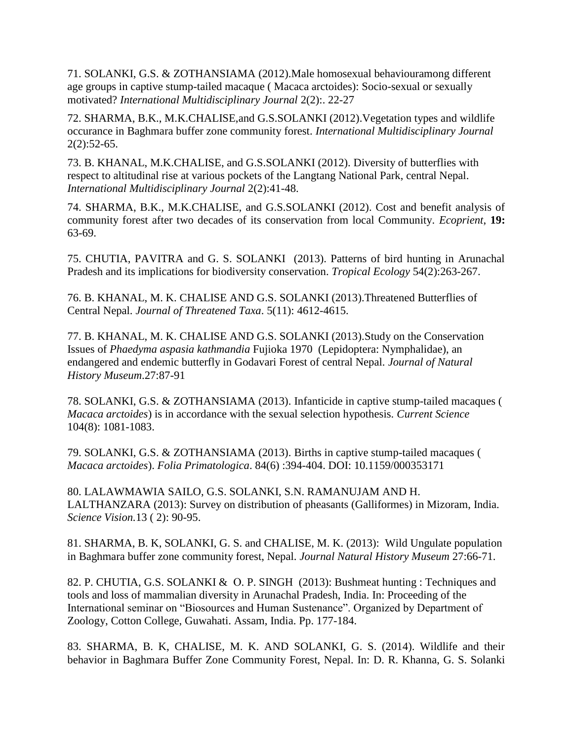71. SOLANKI, G.S. & ZOTHANSIAMA (2012).Male homosexual behaviouramong different age groups in captive stump-tailed macaque ( Macaca arctoides): Socio-sexual or sexually motivated? *International Multidisciplinary Journal* 2(2):. 22-27

72. SHARMA, B.K., M.K.CHALISE,and G.S.SOLANKI (2012).Vegetation types and wildlife occurance in Baghmara buffer zone community forest. *International Multidisciplinary Journal* 2(2):52-65.

73. B. KHANAL, M.K.CHALISE, and G.S.SOLANKI (2012). Diversity of butterflies with respect to altitudinal rise at various pockets of the Langtang National Park, central Nepal. *International Multidisciplinary Journal* 2(2):41-48.

74. SHARMA, B.K., M.K.CHALISE, and G.S.SOLANKI (2012). Cost and benefit analysis of community forest after two decades of its conservation from local Community. *Ecoprient*, **19:** 63-69.

75. CHUTIA, PAVITRA and G. S. SOLANKI (2013). Patterns of bird hunting in Arunachal Pradesh and its implications for biodiversity conservation. *Tropical Ecology* 54(2):263-267.

76. B. KHANAL, M. K. CHALISE AND G.S. SOLANKI (2013).Threatened Butterflies of Central Nepal. *Journal of Threatened Taxa*. 5(11): 4612-4615.

77. B. KHANAL, M. K. CHALISE AND G.S. SOLANKI (2013).Study on the Conservation Issues of *Phaedyma aspasia kathmandia* Fujioka 1970 (Lepidoptera: Nymphalidae), an endangered and endemic butterfly in Godavari Forest of central Nepal. *Journal of Natural History Museum*.27:87-91

78. SOLANKI, G.S. & ZOTHANSIAMA (2013). Infanticide in captive stump-tailed macaques ( *Macaca arctoides*) is in accordance with the sexual selection hypothesis. *Current Science* 104(8): 1081-1083.

79. SOLANKI, G.S. & ZOTHANSIAMA (2013). Births in captive stump-tailed macaques ( *Macaca arctoides*). *Folia Primatologica*. 84(6) :394-404. DOI: 10.1159/000353171

80. LALAWMAWIA SAILO, G.S. SOLANKI, S.N. RAMANUJAM AND H. LALTHANZARA (2013): Survey on distribution of pheasants (Galliformes) in Mizoram, India. *Science Vision*.13 ( 2): 90-95.

81. SHARMA, B. K, SOLANKI, G. S. and CHALISE, M. K. (2013): Wild Ungulate population in Baghmara buffer zone community forest, Nepal. *Journal Natural History Museum* 27:66-71.

82. P. CHUTIA, G.S. SOLANKI & O. P. SINGH (2013): Bushmeat hunting : Techniques and tools and loss of mammalian diversity in Arunachal Pradesh, India. In: Proceeding of the International seminar on "Biosources and Human Sustenance". Organized by Department of Zoology, Cotton College, Guwahati. Assam, India. Pp. 177-184.

83. SHARMA, B. K, CHALISE, M. K. AND SOLANKI, G. S. (2014). Wildlife and their behavior in Baghmara Buffer Zone Community Forest, Nepal. In: D. R. Khanna, G. S. Solanki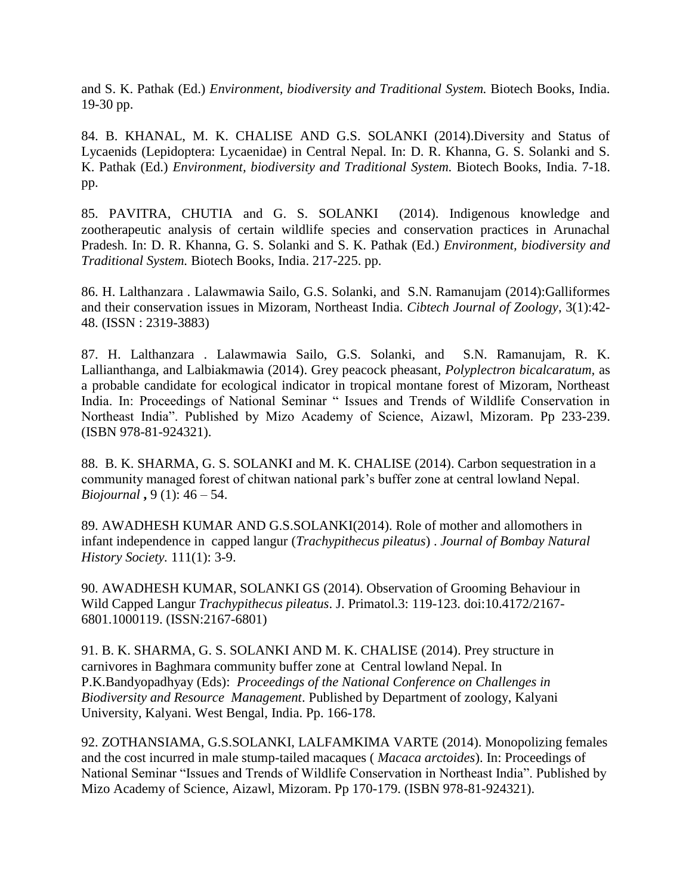and S. K. Pathak (Ed.) *Environment, biodiversity and Traditional System.* Biotech Books, India. 19-30 pp.

84. B. KHANAL, M. K. CHALISE AND G.S. SOLANKI (2014).Diversity and Status of Lycaenids (Lepidoptera: Lycaenidae) in Central Nepal. In: D. R. Khanna, G. S. Solanki and S. K. Pathak (Ed.) *Environment, biodiversity and Traditional System.* Biotech Books, India. 7-18. pp.

85. PAVITRA, CHUTIA and G. S. SOLANKI (2014). Indigenous knowledge and zootherapeutic analysis of certain wildlife species and conservation practices in Arunachal Pradesh. In: D. R. Khanna, G. S. Solanki and S. K. Pathak (Ed.) *Environment, biodiversity and Traditional System.* Biotech Books, India. 217-225. pp.

86. H. Lalthanzara . Lalawmawia Sailo, G.S. Solanki, and S.N. Ramanujam (2014):Galliformes and their conservation issues in Mizoram, Northeast India. *Cibtech Journal of Zoology*, 3(1):42-48. (ISSN : 2319-3883)

87. H. Lalthanzara . Lalawmawia Sailo, G.S. Solanki, and S.N. Ramanujam, R. K. Lallianthanga, and Lalbiakmawia (2014). Grey peacock pheasant, *Polyplectron bicalcaratum,* as a probable candidate for ecological indicator in tropical montane forest of Mizoram, Northeast India. In: Proceedings of National Seminar " Issues and Trends of Wildlife Conservation in Northeast India". Published by Mizo Academy of Science, Aizawl, Mizoram. Pp 233-239. (ISBN 978-81-924321).

88. B. K. SHARMA, G. S. SOLANKI and M. K. CHALISE (2014). Carbon sequestration in a community managed forest of chitwan national park's buffer zone at central lowland Nepal. *Biojournal* **,** 9 (1): 46 – 54.

89. AWADHESH KUMAR AND G.S.SOLANKI(2014). Role of mother and allomothers in infant independence in capped langur (*Trachypithecus pileatus*) . *Journal of Bombay Natural History Society.* 111(1): 3-9.

90. AWADHESH KUMAR, SOLANKI GS (2014). Observation of Grooming Behaviour in Wild Capped Langur *Trachypithecus pileatus*. J. Primatol.3: 119-123. doi:10.4172/2167-6801.1000119. (ISSN:2167-6801)

91. B. K. SHARMA, G. S. SOLANKI AND M. K. CHALISE (2014). Prey structure in carnivores in Baghmara community buffer zone at Central lowland Nepal. In P.K.Bandyopadhyay (Eds): *Proceedings of the National Conference on Challenges in Biodiversity and Resource Management*. Published by Department of zoology, Kalyani University, Kalyani. West Bengal, India. Pp. 166-178.

92. ZOTHANSIAMA, G.S.SOLANKI, LALFAMKIMA VARTE (2014). Monopolizing females and the cost incurred in male stump-tailed macaques ( *Macaca arctoides*). In: Proceedings of National Seminar "Issues and Trends of Wildlife Conservation in Northeast India". Published by Mizo Academy of Science, Aizawl, Mizoram. Pp 170-179. (ISBN 978-81-924321).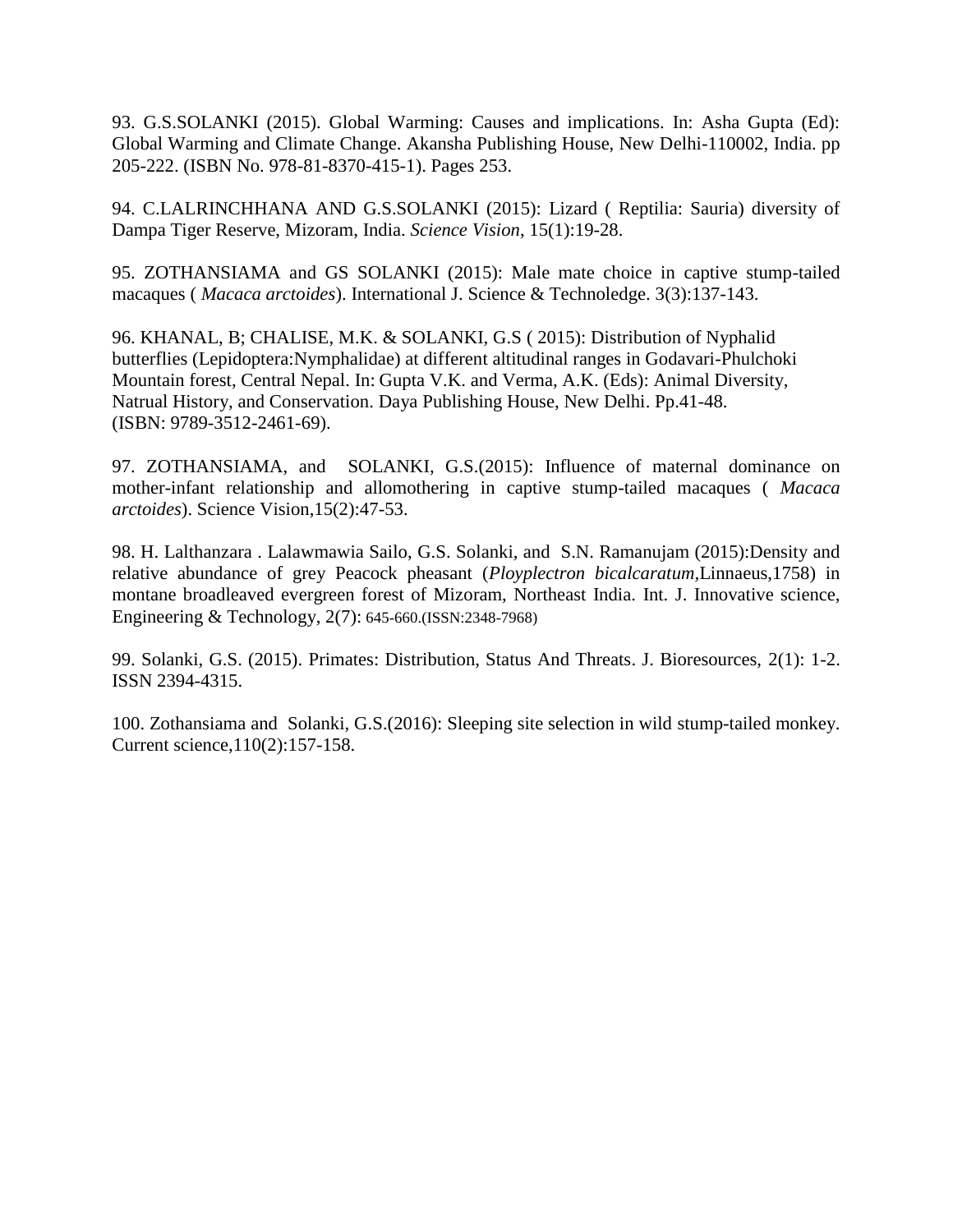93. G.S.SOLANKI (2015). Global Warming: Causes and implications. In: Asha Gupta (Ed): Global Warming and Climate Change. Akansha Publishing House, New Delhi-110002, India. pp 205-222. (ISBN No. 978-81-8370-415-1). Pages 253.

94. C.LALRINCHHANA AND G.S.SOLANKI (2015): Lizard ( Reptilia: Sauria) diversity of Dampa Tiger Reserve, Mizoram, India. *Science Vision*, 15(1):19-28.

95. ZOTHANSIAMA and GS SOLANKI (2015): Male mate choice in captive stump-tailed macaques ( *Macaca arctoides*). International J. Science & Technoledge. 3(3):137-143.

96. KHANAL, B; CHALISE, M.K. & SOLANKI, G.S ( 2015): Distribution of Nyphalid butterflies (Lepidoptera:Nymphalidae) at different altitudinal ranges in Godavari-Phulchoki Mountain forest, Central Nepal. In: Gupta V.K. and Verma, A.K. (Eds): Animal Diversity, Natrual History, and Conservation. Daya Publishing House, New Delhi. Pp.41-48. (ISBN: 9789-3512-2461-69).

97. ZOTHANSIAMA, and SOLANKI, G.S.(2015): Influence of maternal dominance on mother-infant relationship and allomothering in captive stump-tailed macaques ( *Macaca arctoides*). Science Vision,15(2):47-53.

98. H. Lalthanzara . Lalawmawia Sailo, G.S. Solanki, and S.N. Ramanujam (2015):Density and relative abundance of grey Peacock pheasant (*Ployplectron bicalcaratum*,Linnaeus,1758) in montane broadleaved evergreen forest of Mizoram, Northeast India. Int. J. Innovative science, Engineering & Technology, 2(7): 645-660.(ISSN:2348-7968)

99. Solanki, G.S. (2015). Primates: Distribution, Status And Threats. J. Bioresources, 2(1): 1-2. ISSN 2394-4315.

100. Zothansiama and Solanki, G.S.(2016): Sleeping site selection in wild stump-tailed monkey. Current science,110(2):157-158.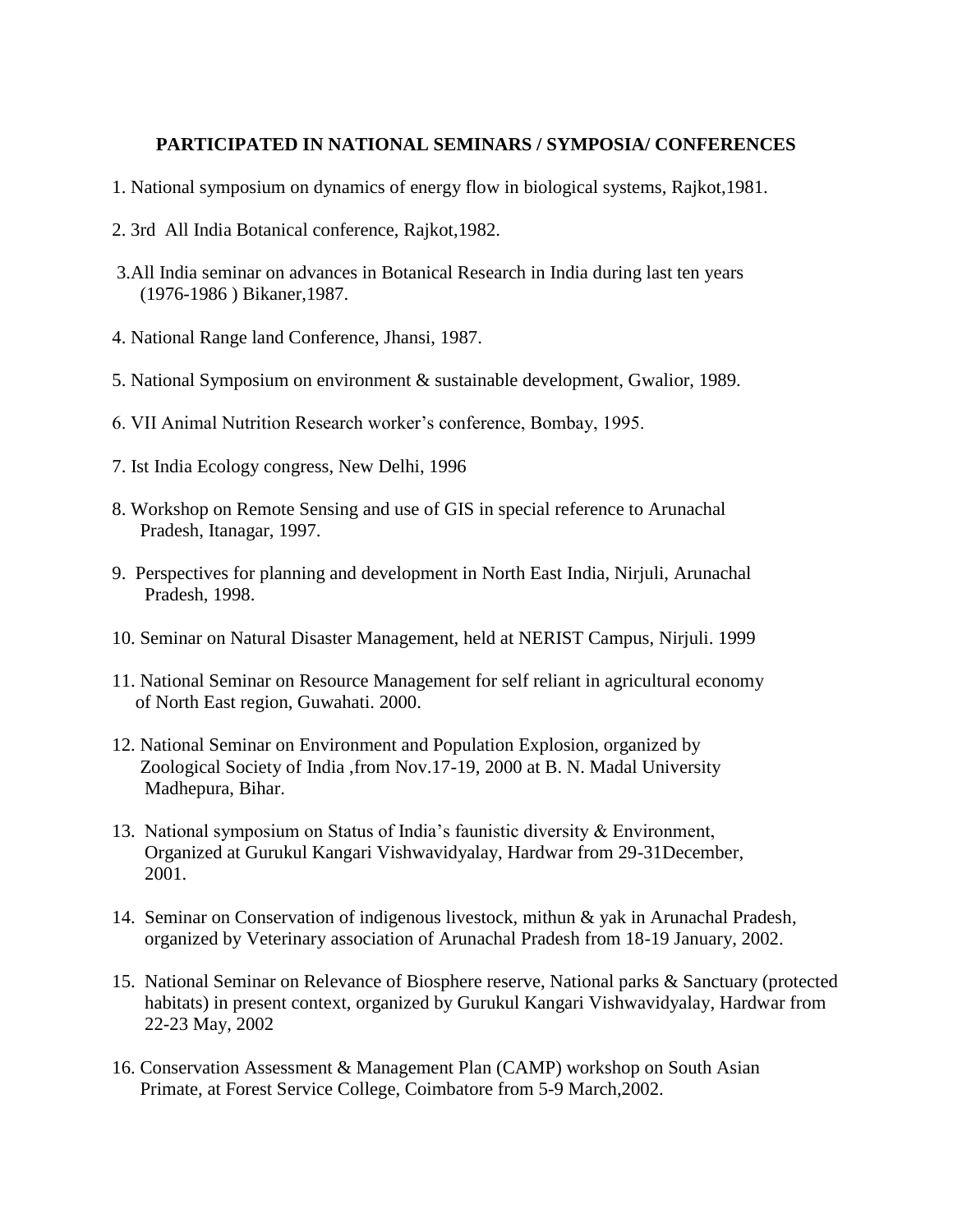## PARTICIPATED IN NATIONAL SEMINARS / SYMPOSIA/ CONFERENCES

1. National symposium on dynamics of energy flow in biological systems, Rajkot,1981.

2. 3rd All India Botanical conference, Rajkot,1982.

3. All India seminar on advances in Botanical Research in India during last ten years (1976-1986 ) Bikaner,1987.

4. National Range land Conference, Jhansi, 1987.

5. National Symposium on environment & sustainable development, Gwalior, 1989.

6. VII Animal Nutrition Research worker's conference, Bombay, 1995.

7. Ist India Ecology congress, New Delhi, 1996

8. Workshop on Remote Sensing and use of GIS in special reference to Arunachal Pradesh, Itanagar, 1997.

9. Perspectives for planning and development in North East India, Nirjuli, Arunachal Pradesh, 1998.

10. Seminar on Natural Disaster Management, held at NERIST Campus, Nirjuli. 1999

11. National Seminar on Resource Management for self reliant in agricultural economy of North East region, Guwahati. 2000.

12. National Seminar on Environment and Population Explosion, organized by Zoological Society of India ,from Nov.17-19, 2000 at B. N. Madal University Madhepura, Bihar.

13. National symposium on Status of India's faunistic diversity & Environment, Organized at Gurukul Kangari Vishwavidyalay, Hardwar from 29-31December, 2001.

14. Seminar on Conservation of indigenous livestock, mithun & yak in Arunachal Pradesh, organized by Veterinary association of Arunachal Pradesh from 18-19 January, 2002.

15. National Seminar on Relevance of Biosphere reserve, National parks & Sanctuary (protected habitats) in present context, organized by Gurukul Kangari Vishwavidyalay, Hardwar from 22-23 May, 2002

16. Conservation Assessment & Management Plan (CAMP) workshop on South Asian Primate, at Forest Service College, Coimbatore from 5-9 March,2002.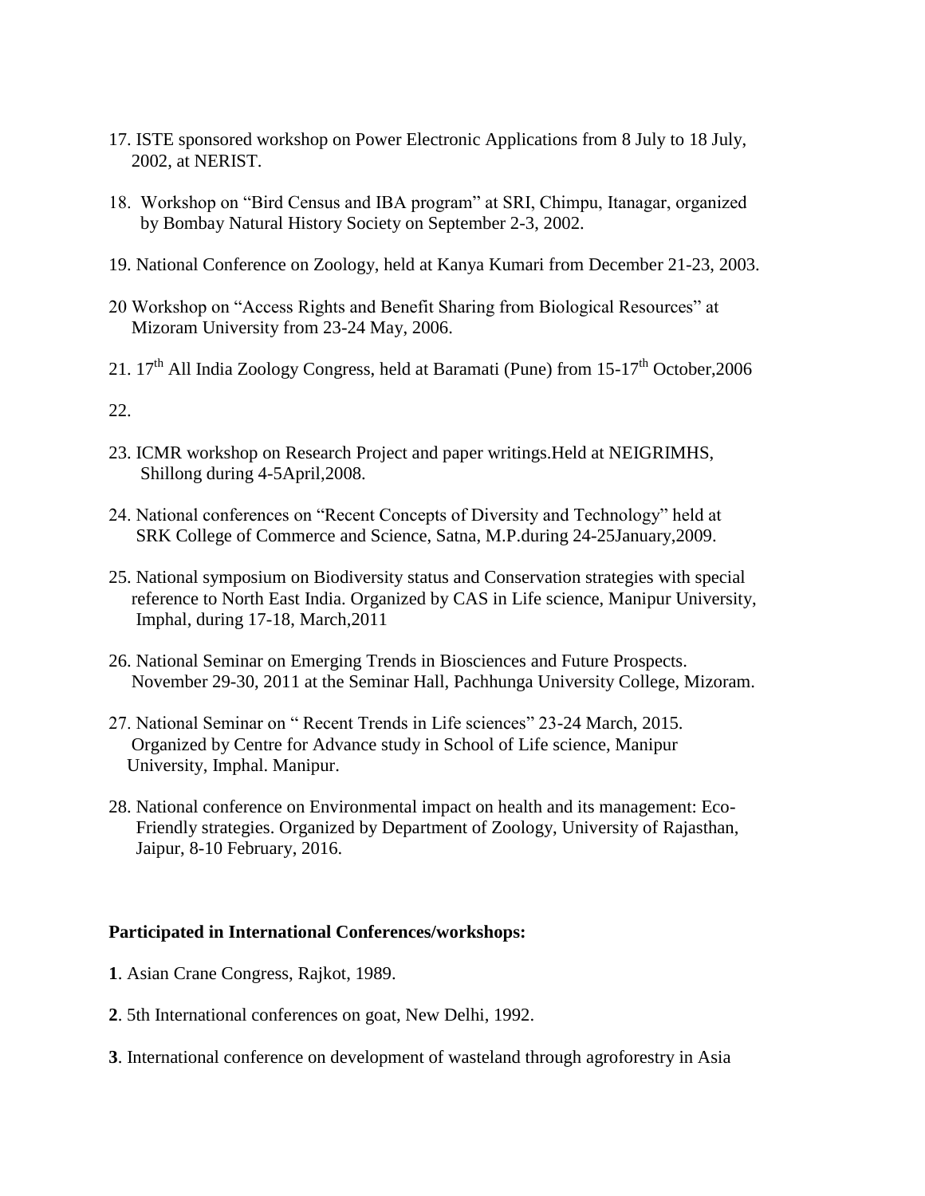17. ISTE sponsored workshop on Power Electronic Applications from 8 July to 18 July, 2002, at NERIST.

18. Workshop on "Bird Census and IBA program" at SRI, Chimpu, Itanagar, organized by Bombay Natural History Society on September 2-3, 2002.

19. National Conference on Zoology, held at Kanya Kumari from December 21-23, 2003.

20 Workshop on "Access Rights and Benefit Sharing from Biological Resources" at Mizoram University from 23-24 May, 2006.

21. 17th All India Zoology Congress, held at Baramati (Pune) from 15-17th October,2006

22.

23. ICMR workshop on Research Project and paper writings.Held at NEIGRIMHS, Shillong during 4-5April,2008.

24. National conferences on "Recent Concepts of Diversity and Technology" held at SRK College of Commerce and Science, Satna, M.P.during 24-25January,2009.

25. National symposium on Biodiversity status and Conservation strategies with special reference to North East India. Organized by CAS in Life science, Manipur University, Imphal, during 17-18, March,2011

26. National Seminar on Emerging Trends in Biosciences and Future Prospects. November 29-30, 2011 at the Seminar Hall, Pachhunga University College, Mizoram.

27. National Seminar on " Recent Trends in Life sciences" 23-24 March, 2015. Organized by Centre for Advance study in School of Life science, Manipur University, Imphal. Manipur.

28. National conference on Environmental impact on health and its management: Eco-Friendly strategies. Organized by Department of Zoology, University of Rajasthan, Jaipur, 8-10 February, 2016.

**Participated in International Conferences/workshops:**

**1**. Asian Crane Congress, Rajkot, 1989.

**2**. 5th International conferences on goat, New Delhi, 1992.

**3**. International conference on development of wasteland through agroforestry in Asia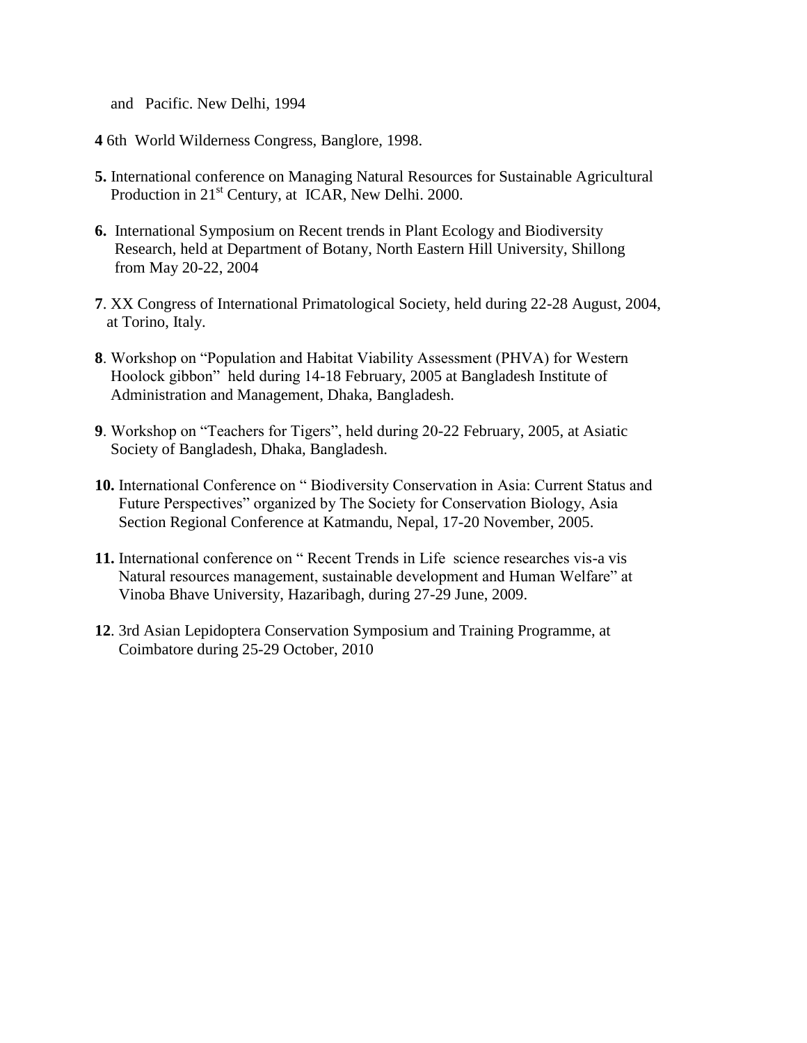and Pacific. New Delhi, 1994

**4** 6th World Wilderness Congress, Banglore, 1998.

**5.** International conference on Managing Natural Resources for Sustainable Agricultural Production in 21st Century, at ICAR, New Delhi. 2000.

**6.** International Symposium on Recent trends in Plant Ecology and Biodiversity Research, held at Department of Botany, North Eastern Hill University, Shillong from May 20-22, 2004

**7**. XX Congress of International Primatological Society, held during 22-28 August, 2004, at Torino, Italy.

**8**. Workshop on "Population and Habitat Viability Assessment (PHVA) for Western Hoolock gibbon" held during 14-18 February, 2005 at Bangladesh Institute of Administration and Management, Dhaka, Bangladesh.

**9**. Workshop on "Teachers for Tigers", held during 20-22 February, 2005, at Asiatic Society of Bangladesh, Dhaka, Bangladesh.

**10.** International Conference on " Biodiversity Conservation in Asia: Current Status and Future Perspectives" organized by The Society for Conservation Biology, Asia Section Regional Conference at Katmandu, Nepal, 17-20 November, 2005.

**11.** International conference on " Recent Trends in Life science researches vis-a vis Natural resources management, sustainable development and Human Welfare" at Vinoba Bhave University, Hazaribagh, during 27-29 June, 2009.

**12**. 3rd Asian Lepidoptera Conservation Symposium and Training Programme, at Coimbatore during 25-29 October, 2010